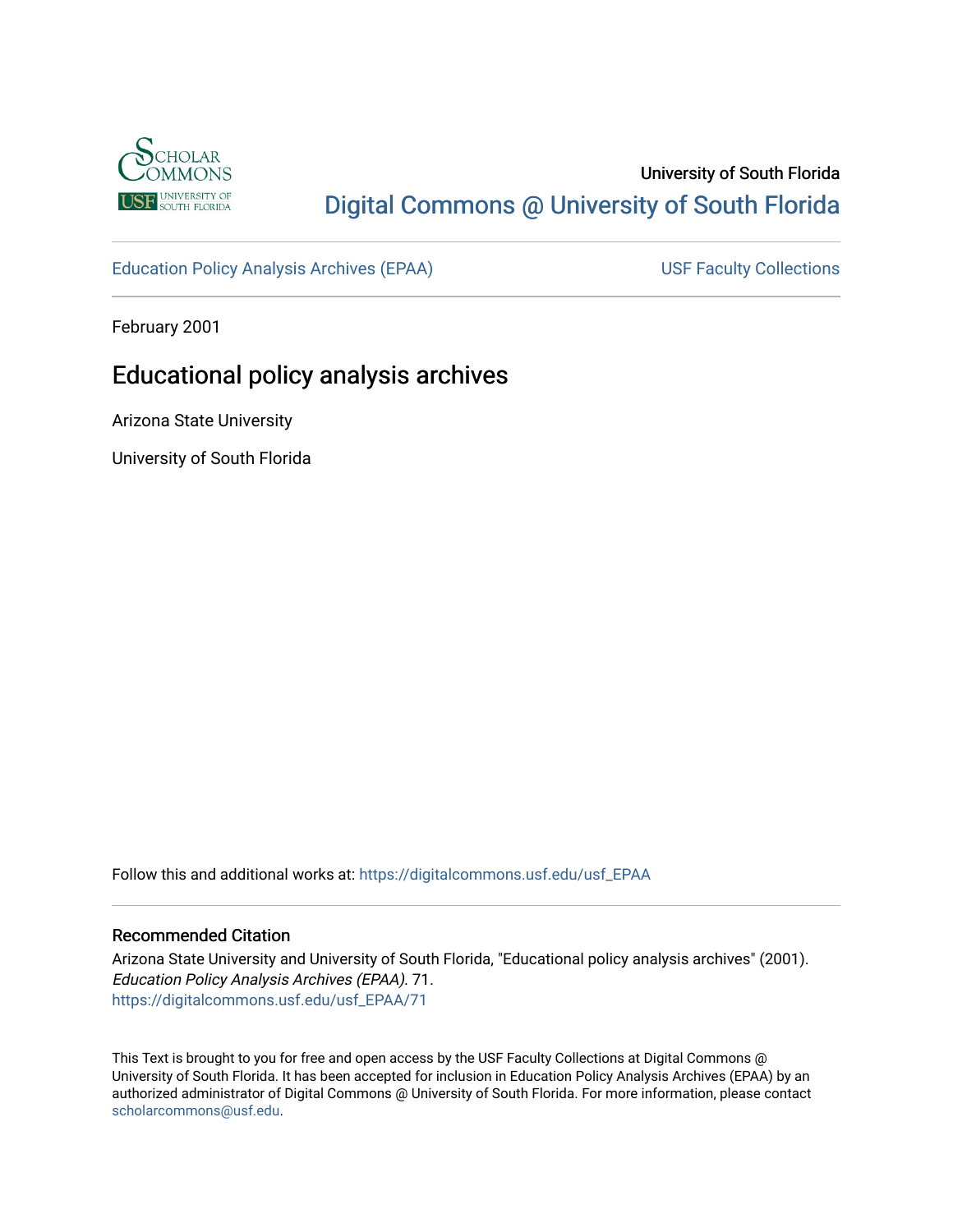University of South Florida

[Digital Commons @ University of South Florida](https://digitalcommons.usf.edu)

Education Policy Analysis Archives (EPAA) | USF Faculty Collections

February 2001

# Educational policy analysis archives

Arizona State University

University of South Florida

Follow this and additional works at: https://digitalcommons.usf.edu/usf_EPAA

## Recommended Citation

Arizona State University and University of South Florida, "Educational policy analysis archives" (2001). *Education Policy Analysis Archives (EPAA)*. 71.
https://digitalcommons.usf.edu/usf_EPAA/71

This Text is brought to you for free and open access by the USF Faculty Collections at Digital Commons @ University of South Florida. It has been accepted for inclusion in Education Policy Analysis Archives (EPAA) by an authorized administrator of Digital Commons @ University of South Florida. For more information, please contact scholarcommons@usf.edu.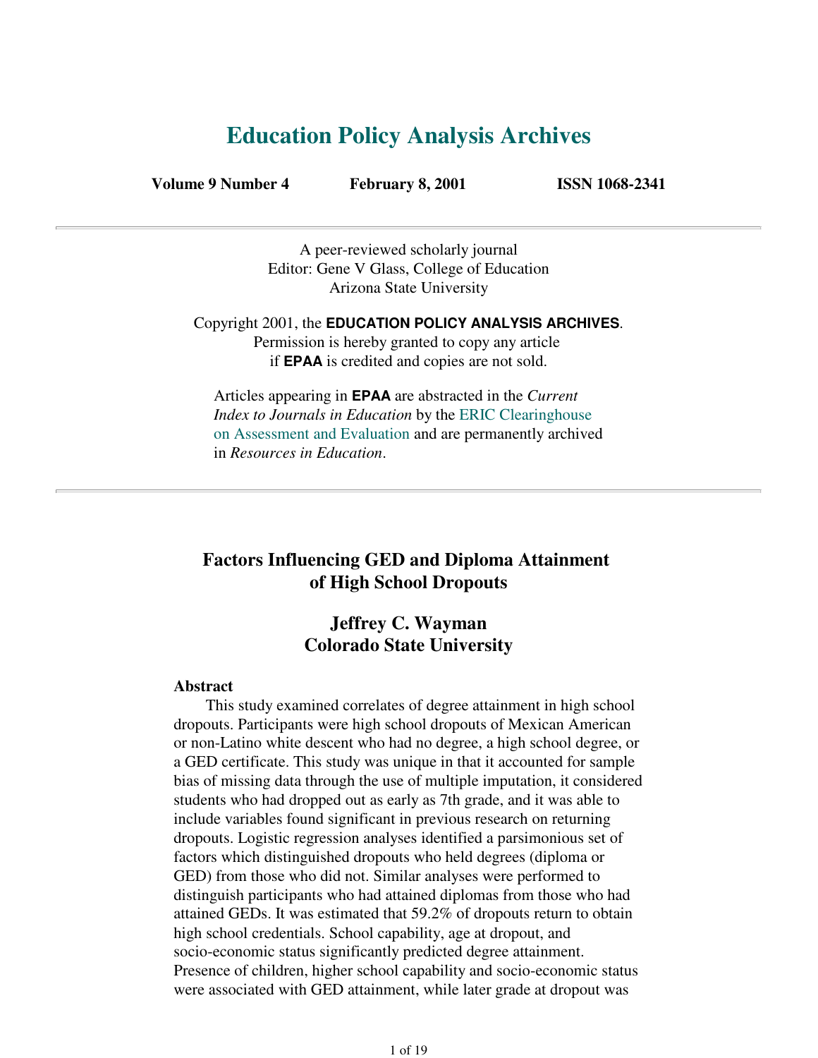# Education Policy Analysis Archives

**Volume 9 Number 4 February 8, 2001 ISSN 1068-2341**

A peer-reviewed scholarly journal
Editor: Gene V Glass, College of Education
Arizona State University

Copyright 2001, the **EDUCATION POLICY ANALYSIS ARCHIVES**.
Permission is hereby granted to copy any article
if **EPAA** is credited and copies are not sold.

Articles appearing in **EPAA** are abstracted in the *Current Index to Journals in Education* by the ERIC Clearinghouse on Assessment and Evaluation and are permanently archived in *Resources in Education*.

---

## Factors Influencing GED and Diploma Attainment of High School Dropouts

### Jeffrey C. Wayman
### Colorado State University

**Abstract**

This study examined correlates of degree attainment in high school dropouts. Participants were high school dropouts of Mexican American or non-Latino white descent who had no degree, a high school degree, or a GED certificate. This study was unique in that it accounted for sample bias of missing data through the use of multiple imputation, it considered students who had dropped out as early as 7th grade, and it was able to include variables found significant in previous research on returning dropouts. Logistic regression analyses identified a parsimonious set of factors which distinguished dropouts who held degrees (diploma or GED) from those who did not. Similar analyses were performed to distinguish participants who had attained diplomas from those who had attained GEDs. It was estimated that 59.2% of dropouts return to obtain high school credentials. School capability, age at dropout, and socio-economic status significantly predicted degree attainment. Presence of children, higher school capability and socio-economic status were associated with GED attainment, while later grade at dropout was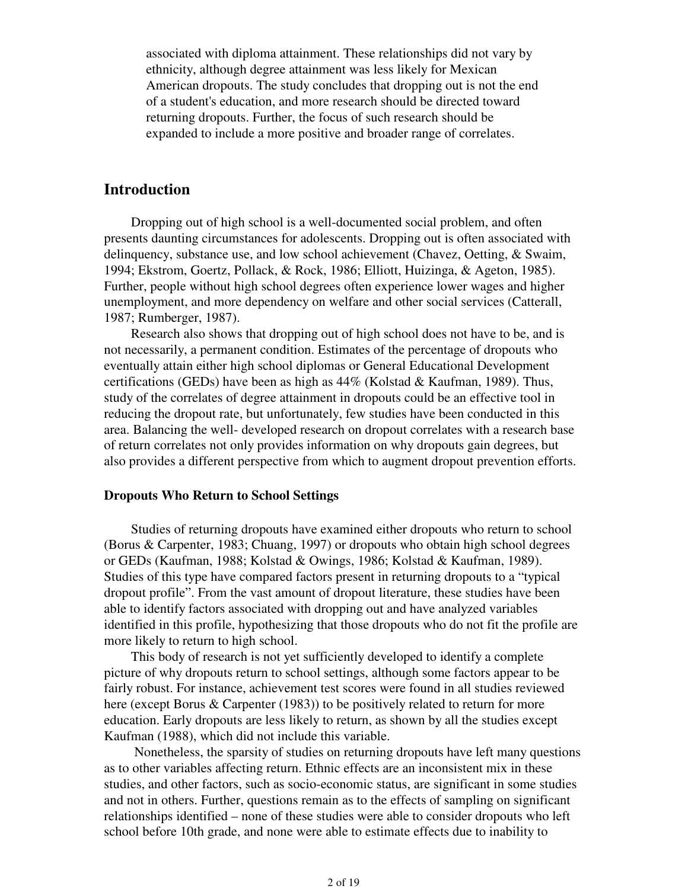associated with diploma attainment. These relationships did not vary by ethnicity, although degree attainment was less likely for Mexican American dropouts. The study concludes that dropping out is not the end of a student's education, and more research should be directed toward returning dropouts. Further, the focus of such research should be expanded to include a more positive and broader range of correlates.

## Introduction

Dropping out of high school is a well-documented social problem, and often presents daunting circumstances for adolescents. Dropping out is often associated with delinquency, substance use, and low school achievement (Chavez, Oetting, & Swaim, 1994; Ekstrom, Goertz, Pollack, & Rock, 1986; Elliott, Huizinga, & Ageton, 1985). Further, people without high school degrees often experience lower wages and higher unemployment, and more dependency on welfare and other social services (Catterall, 1987; Rumberger, 1987).

Research also shows that dropping out of high school does not have to be, and is not necessarily, a permanent condition. Estimates of the percentage of dropouts who eventually attain either high school diplomas or General Educational Development certifications (GEDs) have been as high as 44% (Kolstad & Kaufman, 1989). Thus, study of the correlates of degree attainment in dropouts could be an effective tool in reducing the dropout rate, but unfortunately, few studies have been conducted in this area. Balancing the well- developed research on dropout correlates with a research base of return correlates not only provides information on why dropouts gain degrees, but also provides a different perspective from which to augment dropout prevention efforts.

### Dropouts Who Return to School Settings

Studies of returning dropouts have examined either dropouts who return to school (Borus & Carpenter, 1983; Chuang, 1997) or dropouts who obtain high school degrees or GEDs (Kaufman, 1988; Kolstad & Owings, 1986; Kolstad & Kaufman, 1989). Studies of this type have compared factors present in returning dropouts to a "typical dropout profile". From the vast amount of dropout literature, these studies have been able to identify factors associated with dropping out and have analyzed variables identified in this profile, hypothesizing that those dropouts who do not fit the profile are more likely to return to high school.

This body of research is not yet sufficiently developed to identify a complete picture of why dropouts return to school settings, although some factors appear to be fairly robust. For instance, achievement test scores were found in all studies reviewed here (except Borus & Carpenter (1983)) to be positively related to return for more education. Early dropouts are less likely to return, as shown by all the studies except Kaufman (1988), which did not include this variable.

Nonetheless, the sparsity of studies on returning dropouts have left many questions as to other variables affecting return. Ethnic effects are an inconsistent mix in these studies, and other factors, such as socio-economic status, are significant in some studies and not in others. Further, questions remain as to the effects of sampling on significant relationships identified – none of these studies were able to consider dropouts who left school before 10th grade, and none were able to estimate effects due to inability to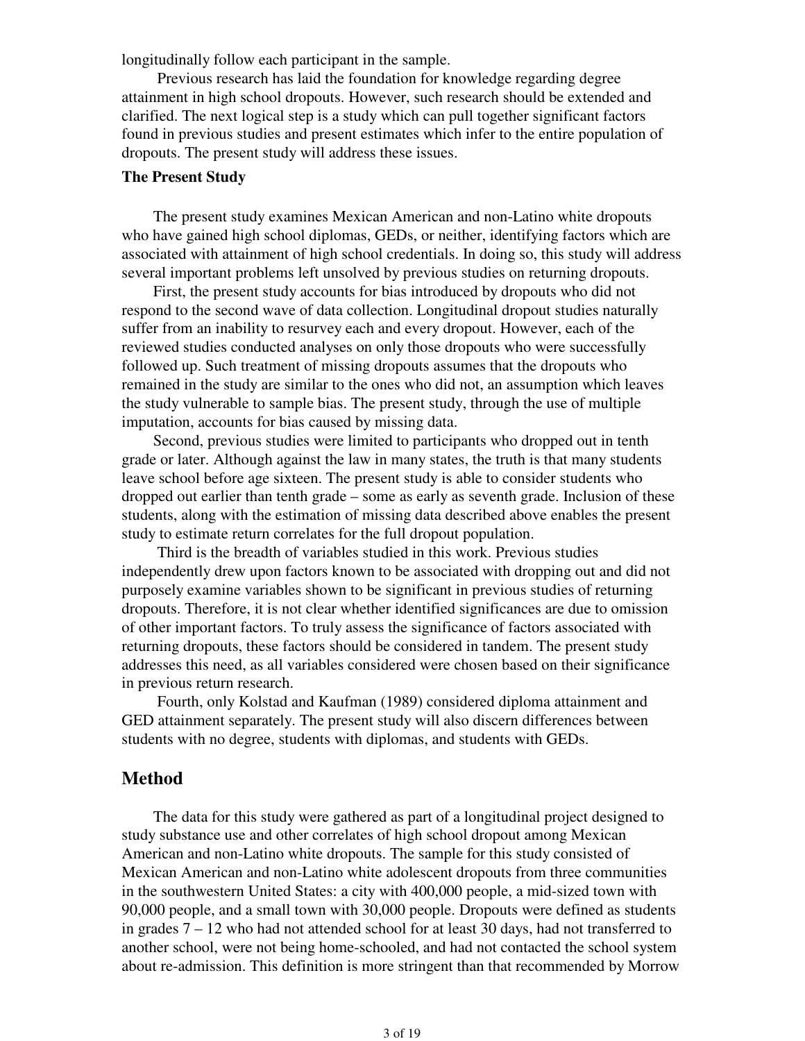longitudinally follow each participant in the sample.

Previous research has laid the foundation for knowledge regarding degree attainment in high school dropouts. However, such research should be extended and clarified. The next logical step is a study which can pull together significant factors found in previous studies and present estimates which infer to the entire population of dropouts. The present study will address these issues.

**The Present Study**

The present study examines Mexican American and non-Latino white dropouts who have gained high school diplomas, GEDs, or neither, identifying factors which are associated with attainment of high school credentials. In doing so, this study will address several important problems left unsolved by previous studies on returning dropouts.

First, the present study accounts for bias introduced by dropouts who did not respond to the second wave of data collection. Longitudinal dropout studies naturally suffer from an inability to resurvey each and every dropout. However, each of the reviewed studies conducted analyses on only those dropouts who were successfully followed up. Such treatment of missing dropouts assumes that the dropouts who remained in the study are similar to the ones who did not, an assumption which leaves the study vulnerable to sample bias. The present study, through the use of multiple imputation, accounts for bias caused by missing data.

Second, previous studies were limited to participants who dropped out in tenth grade or later. Although against the law in many states, the truth is that many students leave school before age sixteen. The present study is able to consider students who dropped out earlier than tenth grade – some as early as seventh grade. Inclusion of these students, along with the estimation of missing data described above enables the present study to estimate return correlates for the full dropout population.

Third is the breadth of variables studied in this work. Previous studies independently drew upon factors known to be associated with dropping out and did not purposely examine variables shown to be significant in previous studies of returning dropouts. Therefore, it is not clear whether identified significances are due to omission of other important factors. To truly assess the significance of factors associated with returning dropouts, these factors should be considered in tandem. The present study addresses this need, as all variables considered were chosen based on their significance in previous return research.

Fourth, only Kolstad and Kaufman (1989) considered diploma attainment and GED attainment separately. The present study will also discern differences between students with no degree, students with diplomas, and students with GEDs.

## Method

The data for this study were gathered as part of a longitudinal project designed to study substance use and other correlates of high school dropout among Mexican American and non-Latino white dropouts. The sample for this study consisted of Mexican American and non-Latino white adolescent dropouts from three communities in the southwestern United States: a city with 400,000 people, a mid-sized town with 90,000 people, and a small town with 30,000 people. Dropouts were defined as students in grades 7 – 12 who had not attended school for at least 30 days, had not transferred to another school, were not being home-schooled, and had not contacted the school system about re-admission. This definition is more stringent than that recommended by Morrow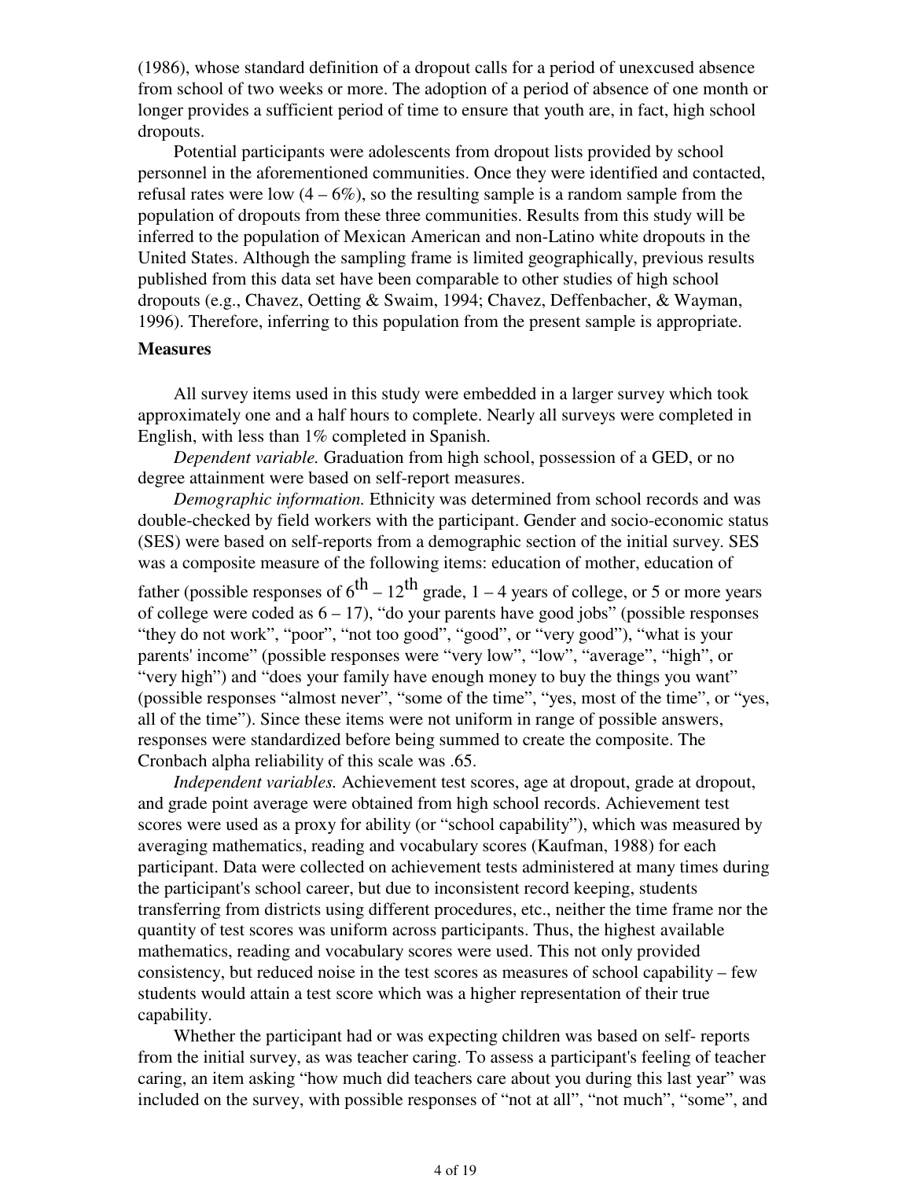(1986), whose standard definition of a dropout calls for a period of unexcused absence from school of two weeks or more. The adoption of a period of absence of one month or longer provides a sufficient period of time to ensure that youth are, in fact, high school dropouts.

Potential participants were adolescents from dropout lists provided by school personnel in the aforementioned communities. Once they were identified and contacted, refusal rates were low (4 – 6%), so the resulting sample is a random sample from the population of dropouts from these three communities. Results from this study will be inferred to the population of Mexican American and non-Latino white dropouts in the United States. Although the sampling frame is limited geographically, previous results published from this data set have been comparable to other studies of high school dropouts (e.g., Chavez, Oetting & Swaim, 1994; Chavez, Deffenbacher, & Wayman, 1996). Therefore, inferring to this population from the present sample is appropriate.

**Measures**

All survey items used in this study were embedded in a larger survey which took approximately one and a half hours to complete. Nearly all surveys were completed in English, with less than 1% completed in Spanish.

*Dependent variable.* Graduation from high school, possession of a GED, or no degree attainment were based on self-report measures.

*Demographic information.* Ethnicity was determined from school records and was double-checked by field workers with the participant. Gender and socio-economic status (SES) were based on self-reports from a demographic section of the initial survey. SES was a composite measure of the following items: education of mother, education of father (possible responses of $6^{th}$ – $12^{th}$ grade, 1 – 4 years of college, or 5 or more years of college were coded as 6 – 17), “do your parents have good jobs” (possible responses “they do not work”, “poor”, “not too good”, “good”, or “very good”), “what is your parents' income” (possible responses were “very low”, “low”, “average”, “high”, or “very high”) and “does your family have enough money to buy the things you want” (possible responses “almost never”, “some of the time”, “yes, most of the time”, or “yes, all of the time”). Since these items were not uniform in range of possible answers, responses were standardized before being summed to create the composite. The Cronbach alpha reliability of this scale was .65.

*Independent variables.* Achievement test scores, age at dropout, grade at dropout, and grade point average were obtained from high school records. Achievement test scores were used as a proxy for ability (or “school capability”), which was measured by averaging mathematics, reading and vocabulary scores (Kaufman, 1988) for each participant. Data were collected on achievement tests administered at many times during the participant's school career, but due to inconsistent record keeping, students transferring from districts using different procedures, etc., neither the time frame nor the quantity of test scores was uniform across participants. Thus, the highest available mathematics, reading and vocabulary scores were used. This not only provided consistency, but reduced noise in the test scores as measures of school capability – few students would attain a test score which was a higher representation of their true capability.

Whether the participant had or was expecting children was based on self- reports from the initial survey, as was teacher caring. To assess a participant's feeling of teacher caring, an item asking “how much did teachers care about you during this last year” was included on the survey, with possible responses of “not at all”, “not much”, “some”, and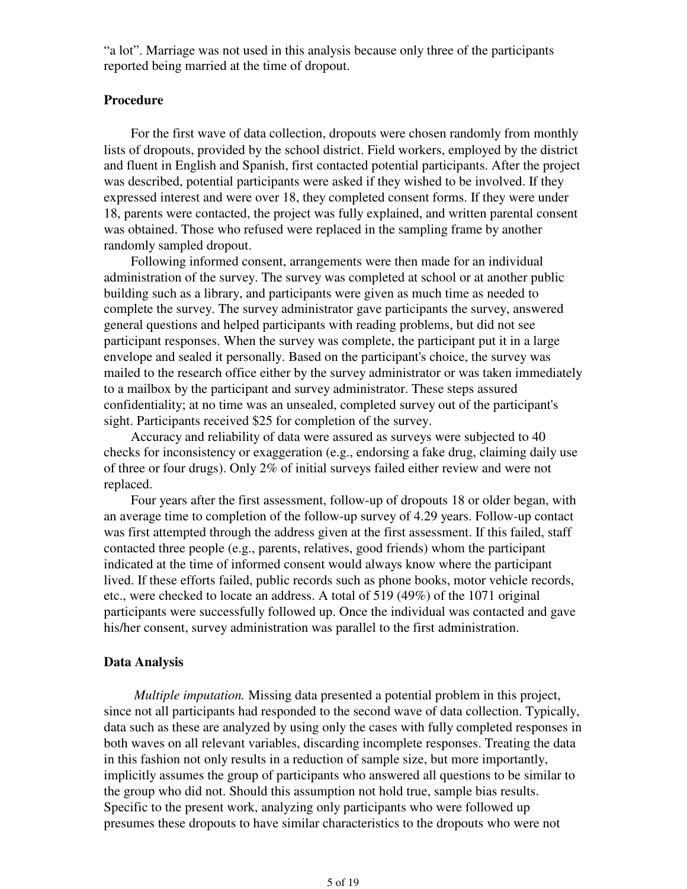“a lot”. Marriage was not used in this analysis because only three of the participants reported being married at the time of dropout.

### Procedure

For the first wave of data collection, dropouts were chosen randomly from monthly lists of dropouts, provided by the school district. Field workers, employed by the district and fluent in English and Spanish, first contacted potential participants. After the project was described, potential participants were asked if they wished to be involved. If they expressed interest and were over 18, they completed consent forms. If they were under 18, parents were contacted, the project was fully explained, and written parental consent was obtained. Those who refused were replaced in the sampling frame by another randomly sampled dropout.

Following informed consent, arrangements were then made for an individual administration of the survey. The survey was completed at school or at another public building such as a library, and participants were given as much time as needed to complete the survey. The survey administrator gave participants the survey, answered general questions and helped participants with reading problems, but did not see participant responses. When the survey was complete, the participant put it in a large envelope and sealed it personally. Based on the participant's choice, the survey was mailed to the research office either by the survey administrator or was taken immediately to a mailbox by the participant and survey administrator. These steps assured confidentiality; at no time was an unsealed, completed survey out of the participant's sight. Participants received $25 for completion of the survey.

Accuracy and reliability of data were assured as surveys were subjected to 40 checks for inconsistency or exaggeration (e.g., endorsing a fake drug, claiming daily use of three or four drugs). Only 2% of initial surveys failed either review and were not replaced.

Four years after the first assessment, follow-up of dropouts 18 or older began, with an average time to completion of the follow-up survey of 4.29 years. Follow-up contact was first attempted through the address given at the first assessment. If this failed, staff contacted three people (e.g., parents, relatives, good friends) whom the participant indicated at the time of informed consent would always know where the participant lived. If these efforts failed, public records such as phone books, motor vehicle records, etc., were checked to locate an address. A total of 519 (49%) of the 1071 original participants were successfully followed up. Once the individual was contacted and gave his/her consent, survey administration was parallel to the first administration.

### Data Analysis

*Multiple imputation.* Missing data presented a potential problem in this project, since not all participants had responded to the second wave of data collection. Typically, data such as these are analyzed by using only the cases with fully completed responses in both waves on all relevant variables, discarding incomplete responses. Treating the data in this fashion not only results in a reduction of sample size, but more importantly, implicitly assumes the group of participants who answered all questions to be similar to the group who did not. Should this assumption not hold true, sample bias results. Specific to the present work, analyzing only participants who were followed up presumes these dropouts to have similar characteristics to the dropouts who were not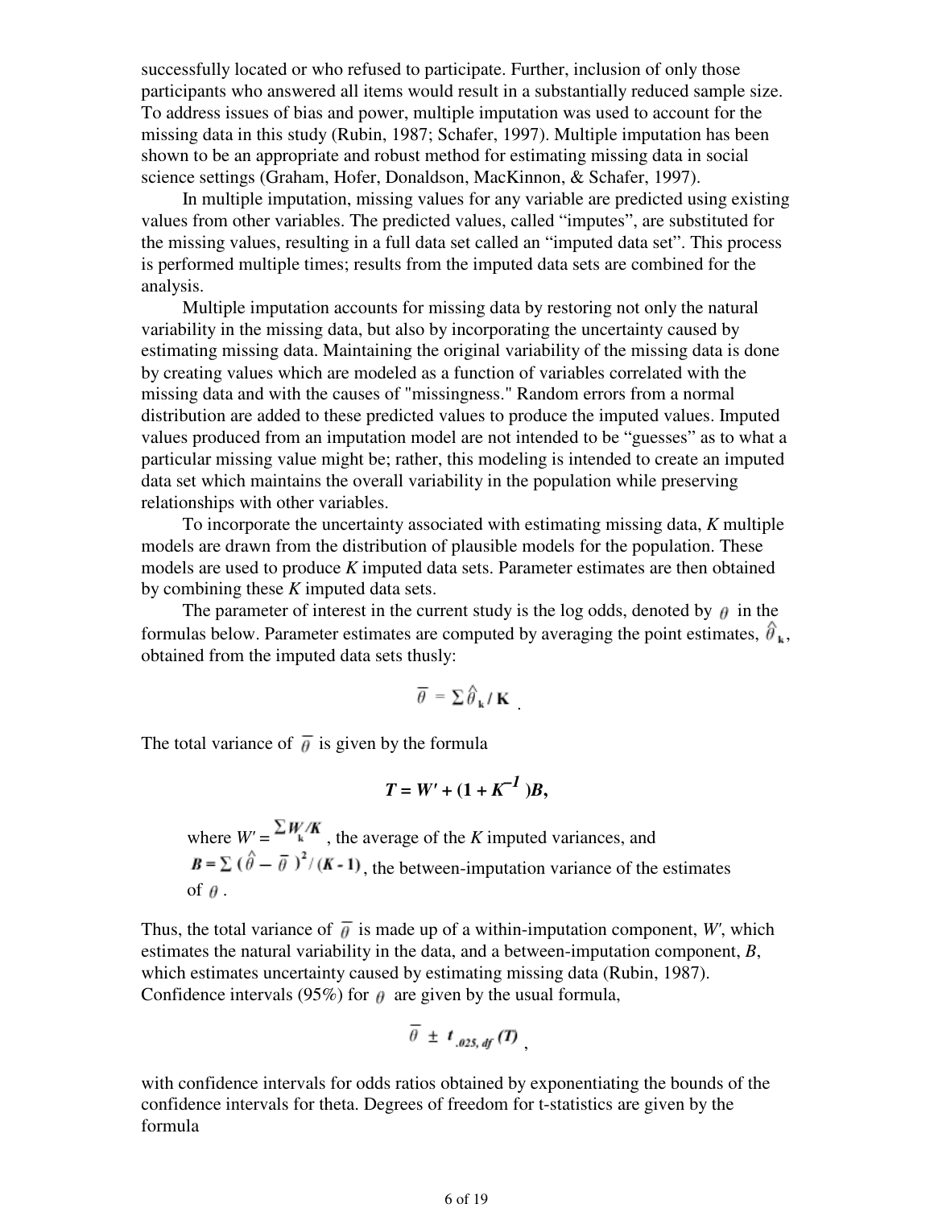successfully located or who refused to participate. Further, inclusion of only those participants who answered all items would result in a substantially reduced sample size. To address issues of bias and power, multiple imputation was used to account for the missing data in this study (Rubin, 1987; Schafer, 1997). Multiple imputation has been shown to be an appropriate and robust method for estimating missing data in social science settings (Graham, Hofer, Donaldson, MacKinnon, & Schafer, 1997).

In multiple imputation, missing values for any variable are predicted using existing values from other variables. The predicted values, called "imputes", are substituted for the missing values, resulting in a full data set called an "imputed data set". This process is performed multiple times; results from the imputed data sets are combined for the analysis.

Multiple imputation accounts for missing data by restoring not only the natural variability in the missing data, but also by incorporating the uncertainty caused by estimating missing data. Maintaining the original variability of the missing data is done by creating values which are modeled as a function of variables correlated with the missing data and with the causes of "missingness." Random errors from a normal distribution are added to these predicted values to produce the imputed values. Imputed values produced from an imputation model are not intended to be "guesses" as to what a particular missing value might be; rather, this modeling is intended to create an imputed data set which maintains the overall variability in the population while preserving relationships with other variables.

To incorporate the uncertainty associated with estimating missing data, *K* multiple models are drawn from the distribution of plausible models for the population. These models are used to produce *K* imputed data sets. Parameter estimates are then obtained by combining these *K* imputed data sets.

The parameter of interest in the current study is the log odds, denoted by $\theta$ in the formulas below. Parameter estimates are computed by averaging the point estimates, $\hat{\theta}_k$, obtained from the imputed data sets thusly:

$$\bar{\theta} = \Sigma \hat{\theta}_k / K \ .$$

The total variance of $\bar{\theta}$ is given by the formula

$$T = W' + (1 + K^{-1})B,$$

where $W' = \Sigma W_k / K$, the average of the *K* imputed variances, and $B = \Sigma (\hat{\theta} - \bar{\theta})^2 / (K - 1)$, the between-imputation variance of the estimates of $\theta$.

Thus, the total variance of $\bar{\theta}$ is made up of a within-imputation component, *W'*, which estimates the natural variability in the data, and a between-imputation component, *B*, which estimates uncertainty caused by estimating missing data (Rubin, 1987). Confidence intervals (95%) for $\theta$ are given by the usual formula,

$$\bar{\theta} \pm t_{.025,\, df}(T) \ ,$$

with confidence intervals for odds ratios obtained by exponentiating the bounds of the confidence intervals for theta. Degrees of freedom for t-statistics are given by the formula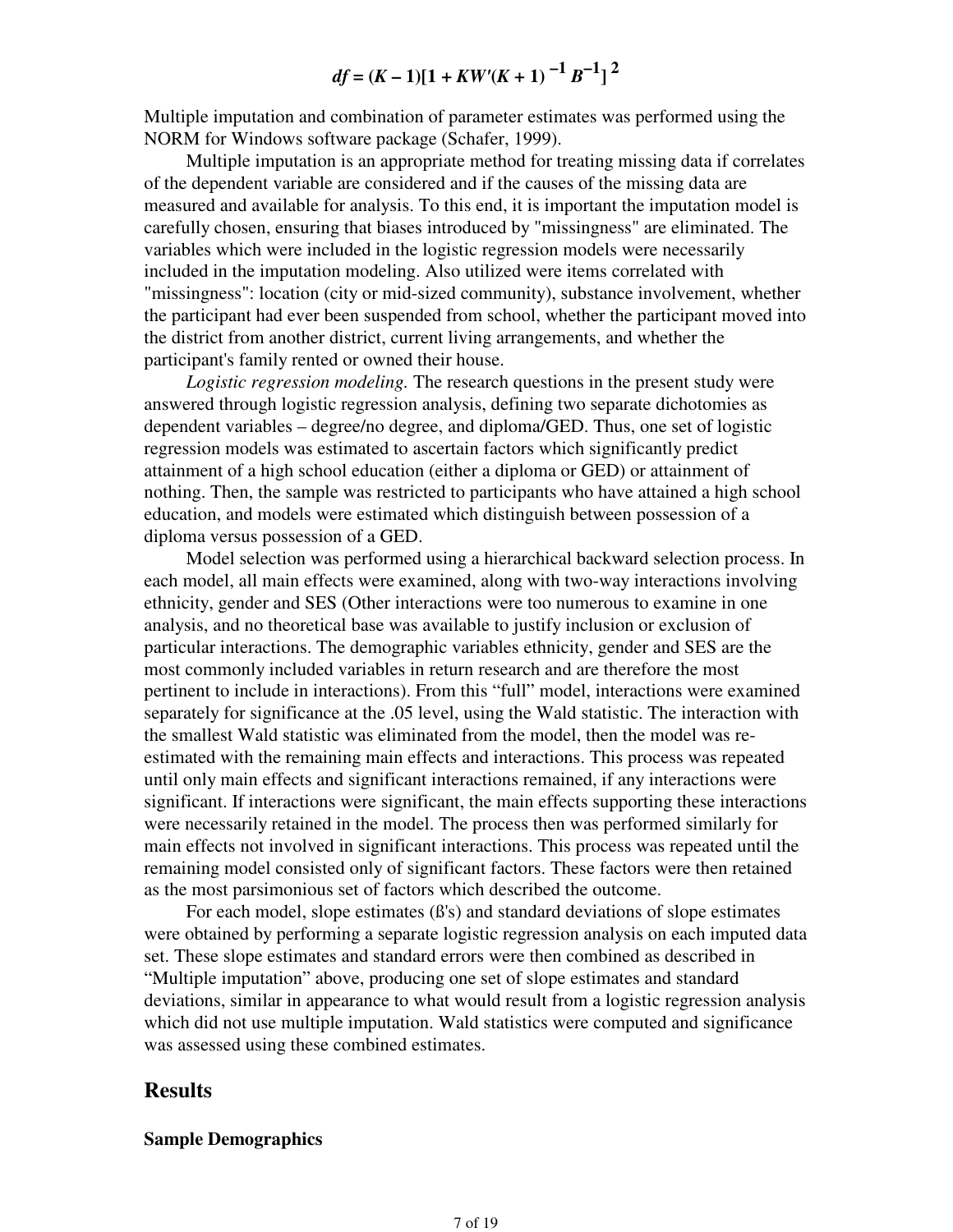$$df = (K - 1)[1 + KW'(K + 1)^{-1} B^{-1}]^2$$

Multiple imputation and combination of parameter estimates was performed using the NORM for Windows software package (Schafer, 1999).

Multiple imputation is an appropriate method for treating missing data if correlates of the dependent variable are considered and if the causes of the missing data are measured and available for analysis. To this end, it is important the imputation model is carefully chosen, ensuring that biases introduced by "missingness" are eliminated. The variables which were included in the logistic regression models were necessarily included in the imputation modeling. Also utilized were items correlated with "missingness": location (city or mid-sized community), substance involvement, whether the participant had ever been suspended from school, whether the participant moved into the district from another district, current living arrangements, and whether the participant's family rented or owned their house.

*Logistic regression modeling.* The research questions in the present study were answered through logistic regression analysis, defining two separate dichotomies as dependent variables – degree/no degree, and diploma/GED. Thus, one set of logistic regression models was estimated to ascertain factors which significantly predict attainment of a high school education (either a diploma or GED) or attainment of nothing. Then, the sample was restricted to participants who have attained a high school education, and models were estimated which distinguish between possession of a diploma versus possession of a GED.

Model selection was performed using a hierarchical backward selection process. In each model, all main effects were examined, along with two-way interactions involving ethnicity, gender and SES (Other interactions were too numerous to examine in one analysis, and no theoretical base was available to justify inclusion or exclusion of particular interactions. The demographic variables ethnicity, gender and SES are the most commonly included variables in return research and are therefore the most pertinent to include in interactions). From this "full" model, interactions were examined separately for significance at the .05 level, using the Wald statistic. The interaction with the smallest Wald statistic was eliminated from the model, then the model was re-estimated with the remaining main effects and interactions. This process was repeated until only main effects and significant interactions remained, if any interactions were significant. If interactions were significant, the main effects supporting these interactions were necessarily retained in the model. The process then was performed similarly for main effects not involved in significant interactions. This process was repeated until the remaining model consisted only of significant factors. These factors were then retained as the most parsimonious set of factors which described the outcome.

For each model, slope estimates (ß's) and standard deviations of slope estimates were obtained by performing a separate logistic regression analysis on each imputed data set. These slope estimates and standard errors were then combined as described in "Multiple imputation" above, producing one set of slope estimates and standard deviations, similar in appearance to what would result from a logistic regression analysis which did not use multiple imputation. Wald statistics were computed and significance was assessed using these combined estimates.

## Results

### Sample Demographics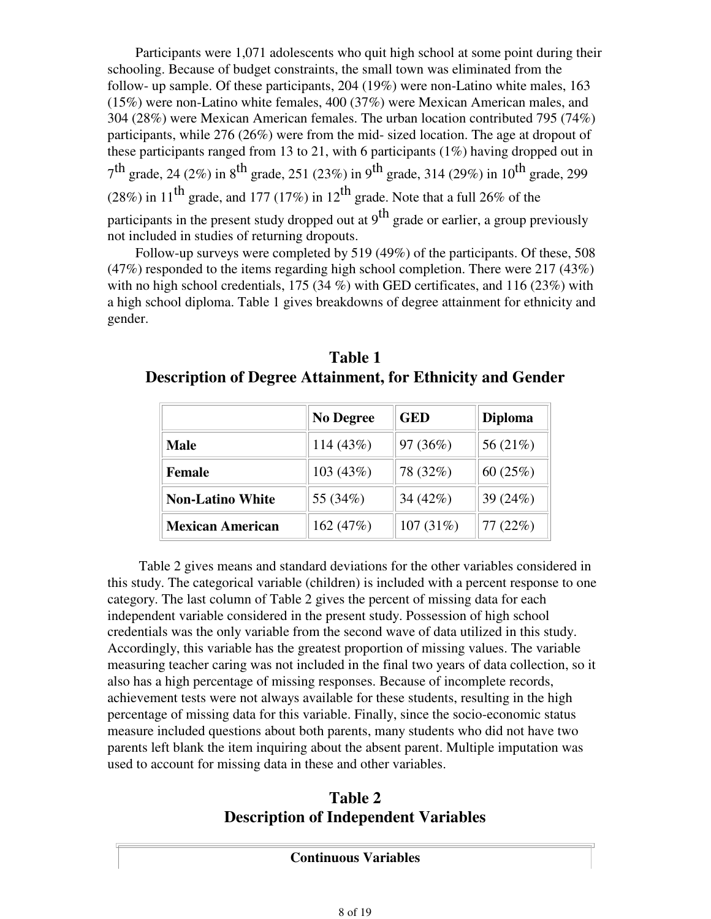Participants were 1,071 adolescents who quit high school at some point during their schooling. Because of budget constraints, the small town was eliminated from the follow- up sample. Of these participants, 204 (19%) were non-Latino white males, 163 (15%) were non-Latino white females, 400 (37%) were Mexican American males, and 304 (28%) were Mexican American females. The urban location contributed 795 (74%) participants, while 276 (26%) were from the mid- sized location. The age at dropout of these participants ranged from 13 to 21, with 6 participants (1%) having dropped out in 7th grade, 24 (2%) in 8th grade, 251 (23%) in 9th grade, 314 (29%) in 10th grade, 299 (28%) in 11th grade, and 177 (17%) in 12th grade. Note that a full 26% of the participants in the present study dropped out at 9th grade or earlier, a group previously not included in studies of returning dropouts.

Follow-up surveys were completed by 519 (49%) of the participants. Of these, 508 (47%) responded to the items regarding high school completion. There were 217 (43%) with no high school credentials, 175 (34 %) with GED certificates, and 116 (23%) with a high school diploma. Table 1 gives breakdowns of degree attainment for ethnicity and gender.

## Table 1
## Description of Degree Attainment, for Ethnicity and Gender

| | **No Degree** | **GED** | **Diploma** |
|---|---|---|---|
| **Male** | 114 (43%) | 97 (36%) | 56 (21%) |
| **Female** | 103 (43%) | 78 (32%) | 60 (25%) |
| **Non-Latino White** | 55 (34%) | 34 (42%) | 39 (24%) |
| **Mexican American** | 162 (47%) | 107 (31%) | 77 (22%) |

Table 2 gives means and standard deviations for the other variables considered in this study. The categorical variable (children) is included with a percent response to one category. The last column of Table 2 gives the percent of missing data for each independent variable considered in the present study. Possession of high school credentials was the only variable from the second wave of data utilized in this study. Accordingly, this variable has the greatest proportion of missing values. The variable measuring teacher caring was not included in the final two years of data collection, so it also has a high percentage of missing responses. Because of incomplete records, achievement tests were not always available for these students, resulting in the high percentage of missing data for this variable. Finally, since the socio-economic status measure included questions about both parents, many students who did not have two parents left blank the item inquiring about the absent parent. Multiple imputation was used to account for missing data in these and other variables.

## Table 2
## Description of Independent Variables

| **Continuous Variables** |
|---|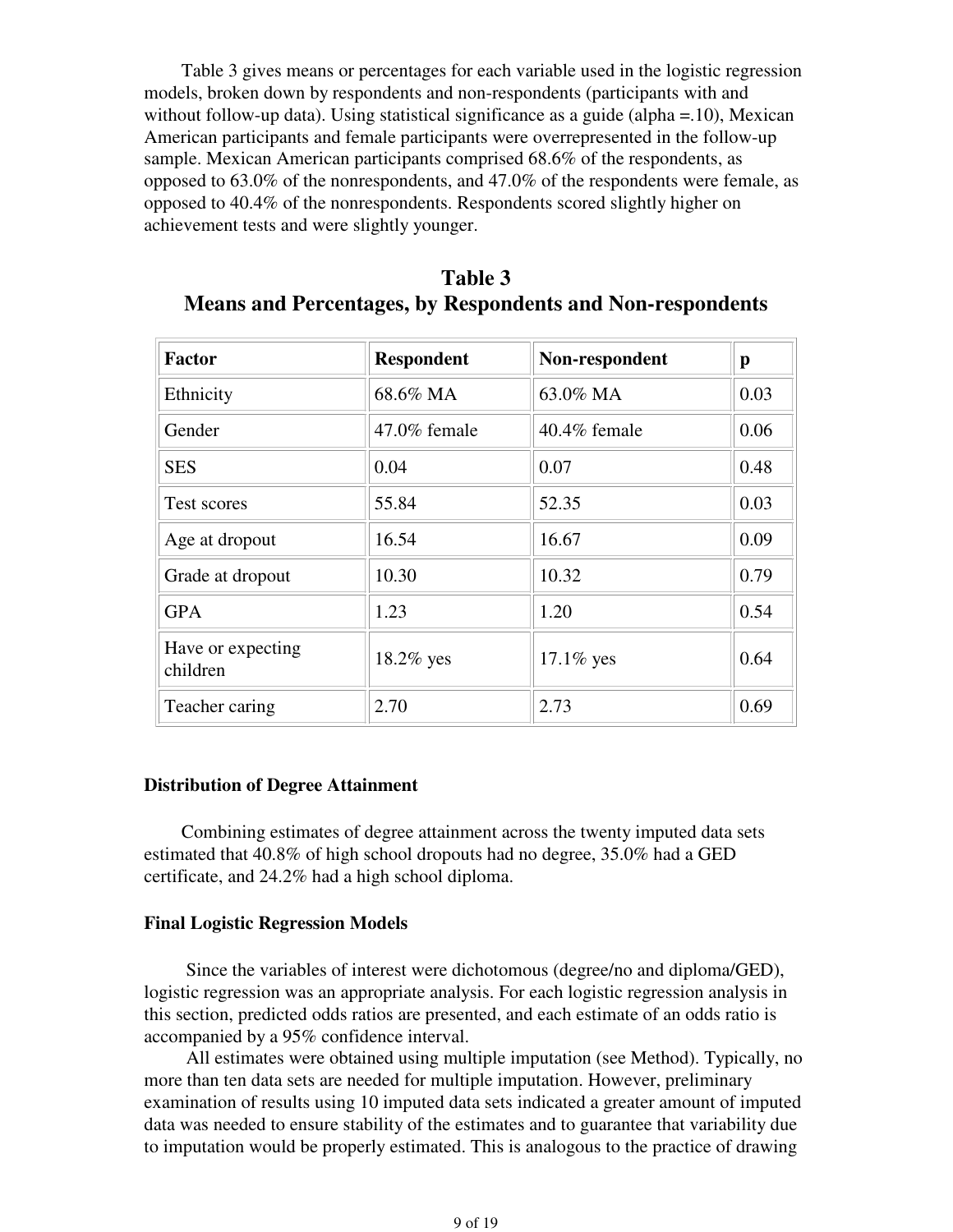Table 3 gives means or percentages for each variable used in the logistic regression models, broken down by respondents and non-respondents (participants with and without follow-up data). Using statistical significance as a guide (alpha =.10), Mexican American participants and female participants were overrepresented in the follow-up sample. Mexican American participants comprised 68.6% of the respondents, as opposed to 63.0% of the nonrespondents, and 47.0% of the respondents were female, as opposed to 40.4% of the nonrespondents. Respondents scored slightly higher on achievement tests and were slightly younger.

## Table 3
## Means and Percentages, by Respondents and Non-respondents

| Factor | Respondent | Non-respondent | p |
|---|---|---|---|
| Ethnicity | 68.6% MA | 63.0% MA | 0.03 |
| Gender | 47.0% female | 40.4% female | 0.06 |
| SES | 0.04 | 0.07 | 0.48 |
| Test scores | 55.84 | 52.35 | 0.03 |
| Age at dropout | 16.54 | 16.67 | 0.09 |
| Grade at dropout | 10.30 | 10.32 | 0.79 |
| GPA | 1.23 | 1.20 | 0.54 |
| Have or expecting children | 18.2% yes | 17.1% yes | 0.64 |
| Teacher caring | 2.70 | 2.73 | 0.69 |

**Distribution of Degree Attainment**

Combining estimates of degree attainment across the twenty imputed data sets estimated that 40.8% of high school dropouts had no degree, 35.0% had a GED certificate, and 24.2% had a high school diploma.

**Final Logistic Regression Models**

Since the variables of interest were dichotomous (degree/no and diploma/GED), logistic regression was an appropriate analysis. For each logistic regression analysis in this section, predicted odds ratios are presented, and each estimate of an odds ratio is accompanied by a 95% confidence interval.

All estimates were obtained using multiple imputation (see Method). Typically, no more than ten data sets are needed for multiple imputation. However, preliminary examination of results using 10 imputed data sets indicated a greater amount of imputed data was needed to ensure stability of the estimates and to guarantee that variability due to imputation would be properly estimated. This is analogous to the practice of drawing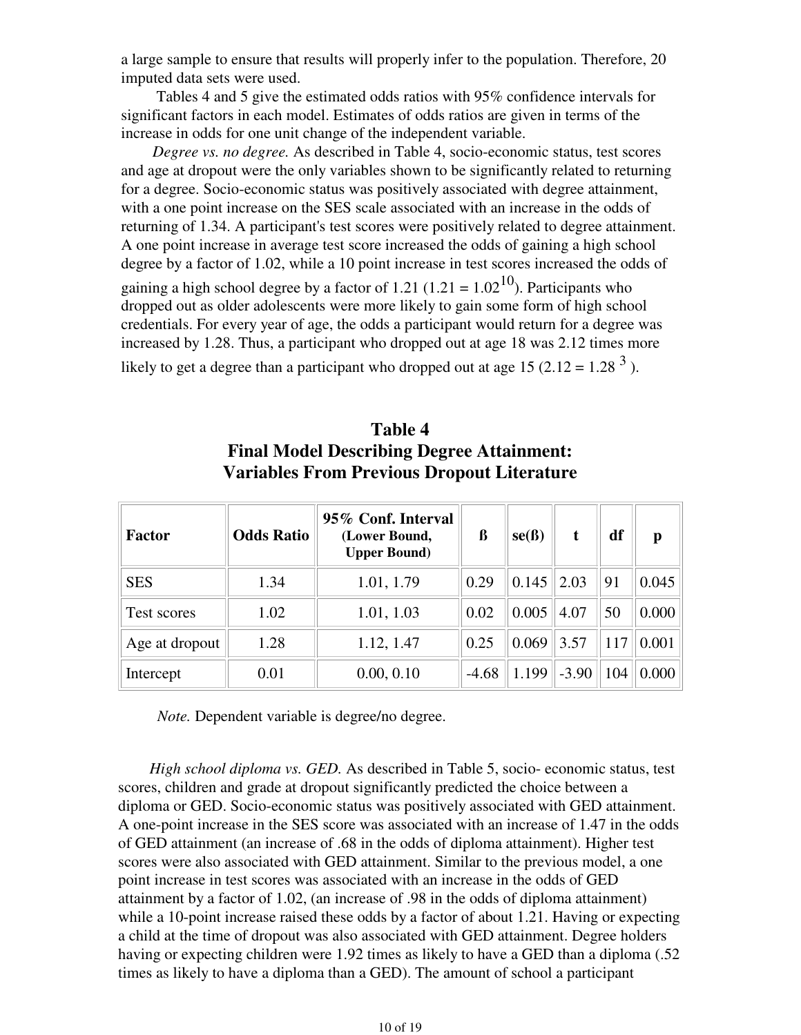a large sample to ensure that results will properly infer to the population. Therefore, 20 imputed data sets were used.

Tables 4 and 5 give the estimated odds ratios with 95% confidence intervals for significant factors in each model. Estimates of odds ratios are given in terms of the increase in odds for one unit change of the independent variable.

*Degree vs. no degree.* As described in Table 4, socio-economic status, test scores and age at dropout were the only variables shown to be significantly related to returning for a degree. Socio-economic status was positively associated with degree attainment, with a one point increase on the SES scale associated with an increase in the odds of returning of 1.34. A participant's test scores were positively related to degree attainment. A one point increase in average test score increased the odds of gaining a high school degree by a factor of 1.02, while a 10 point increase in test scores increased the odds of gaining a high school degree by a factor of 1.21 ($1.21 = 1.02^{10}$). Participants who dropped out as older adolescents were more likely to gain some form of high school credentials. For every year of age, the odds a participant would return for a degree was increased by 1.28. Thus, a participant who dropped out at age 18 was 2.12 times more likely to get a degree than a participant who dropped out at age 15 ($2.12 = 1.28^{3}$).

## Table 4
## Final Model Describing Degree Attainment: Variables From Previous Dropout Literature

| Factor | Odds Ratio | 95% Conf. Interval (Lower Bound, Upper Bound) | ß | se(ß) | t | df | p |
|---|---|---|---|---|---|---|---|
| SES | 1.34 | 1.01, 1.79 | 0.29 | 0.145 | 2.03 | 91 | 0.045 |
| Test scores | 1.02 | 1.01, 1.03 | 0.02 | 0.005 | 4.07 | 50 | 0.000 |
| Age at dropout | 1.28 | 1.12, 1.47 | 0.25 | 0.069 | 3.57 | 117 | 0.001 |
| Intercept | 0.01 | 0.00, 0.10 | -4.68 | 1.199 | -3.90 | 104 | 0.000 |

*Note.* Dependent variable is degree/no degree.

*High school diploma vs. GED.* As described in Table 5, socio- economic status, test scores, children and grade at dropout significantly predicted the choice between a diploma or GED. Socio-economic status was positively associated with GED attainment. A one-point increase in the SES score was associated with an increase of 1.47 in the odds of GED attainment (an increase of .68 in the odds of diploma attainment). Higher test scores were also associated with GED attainment. Similar to the previous model, a one point increase in test scores was associated with an increase in the odds of GED attainment by a factor of 1.02, (an increase of .98 in the odds of diploma attainment) while a 10-point increase raised these odds by a factor of about 1.21. Having or expecting a child at the time of dropout was also associated with GED attainment. Degree holders having or expecting children were 1.92 times as likely to have a GED than a diploma (.52 times as likely to have a diploma than a GED). The amount of school a participant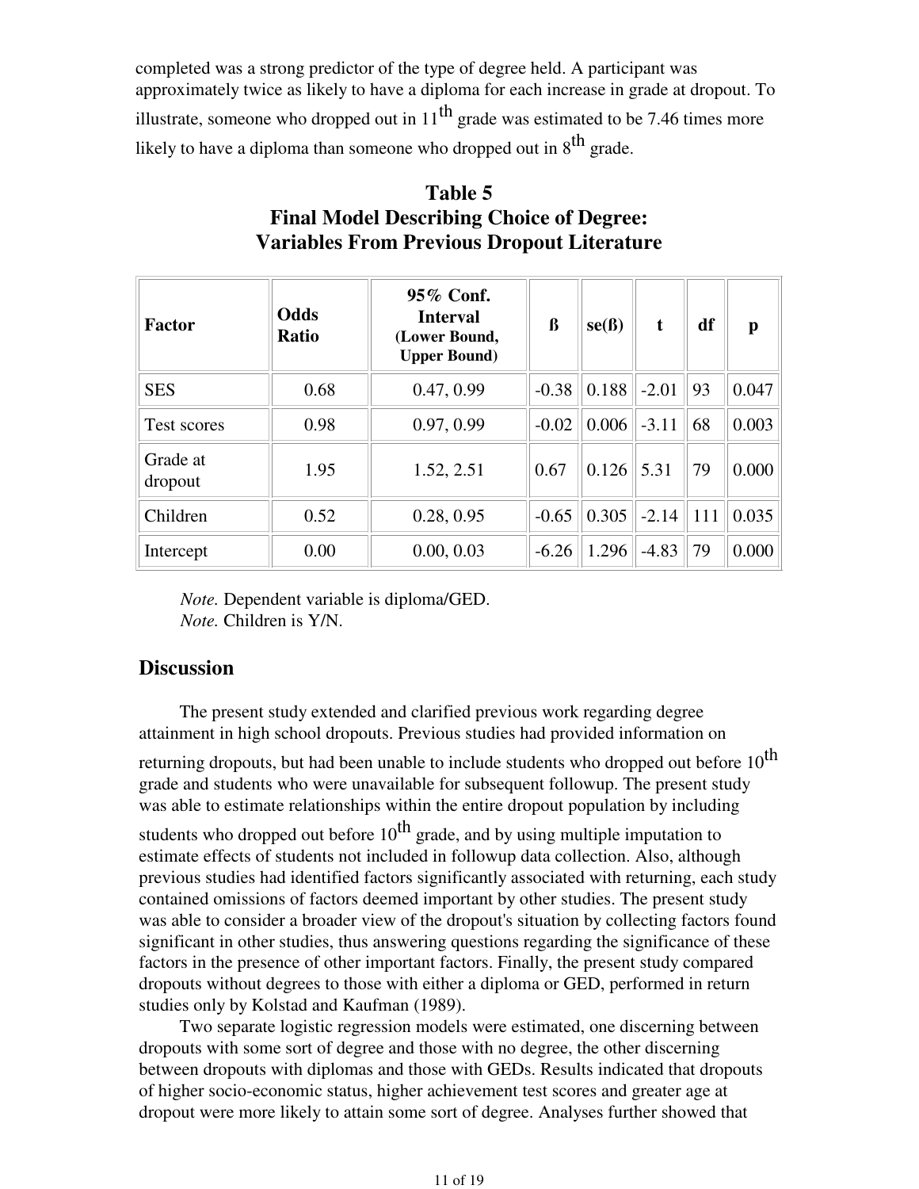completed was a strong predictor of the type of degree held. A participant was approximately twice as likely to have a diploma for each increase in grade at dropout. To illustrate, someone who dropped out in 11th grade was estimated to be 7.46 times more likely to have a diploma than someone who dropped out in 8th grade.

### Table 5
### Final Model Describing Choice of Degree: Variables From Previous Dropout Literature

| Factor | Odds Ratio | 95% Conf. Interval (Lower Bound, Upper Bound) | ß | se(ß) | t | df | p |
|---|---|---|---|---|---|---|---|
| SES | 0.68 | 0.47, 0.99 | -0.38 | 0.188 | -2.01 | 93 | 0.047 |
| Test scores | 0.98 | 0.97, 0.99 | -0.02 | 0.006 | -3.11 | 68 | 0.003 |
| Grade at dropout | 1.95 | 1.52, 2.51 | 0.67 | 0.126 | 5.31 | 79 | 0.000 |
| Children | 0.52 | 0.28, 0.95 | -0.65 | 0.305 | -2.14 | 111 | 0.035 |
| Intercept | 0.00 | 0.00, 0.03 | -6.26 | 1.296 | -4.83 | 79 | 0.000 |

*Note.* Dependent variable is diploma/GED.
*Note.* Children is Y/N.

## Discussion

The present study extended and clarified previous work regarding degree attainment in high school dropouts. Previous studies had provided information on returning dropouts, but had been unable to include students who dropped out before 10th grade and students who were unavailable for subsequent followup. The present study was able to estimate relationships within the entire dropout population by including students who dropped out before 10th grade, and by using multiple imputation to estimate effects of students not included in followup data collection. Also, although previous studies had identified factors significantly associated with returning, each study contained omissions of factors deemed important by other studies. The present study was able to consider a broader view of the dropout's situation by collecting factors found significant in other studies, thus answering questions regarding the significance of these factors in the presence of other important factors. Finally, the present study compared dropouts without degrees to those with either a diploma or GED, performed in return studies only by Kolstad and Kaufman (1989).

Two separate logistic regression models were estimated, one discerning between dropouts with some sort of degree and those with no degree, the other discerning between dropouts with diplomas and those with GEDs. Results indicated that dropouts of higher socio-economic status, higher achievement test scores and greater age at dropout were more likely to attain some sort of degree. Analyses further showed that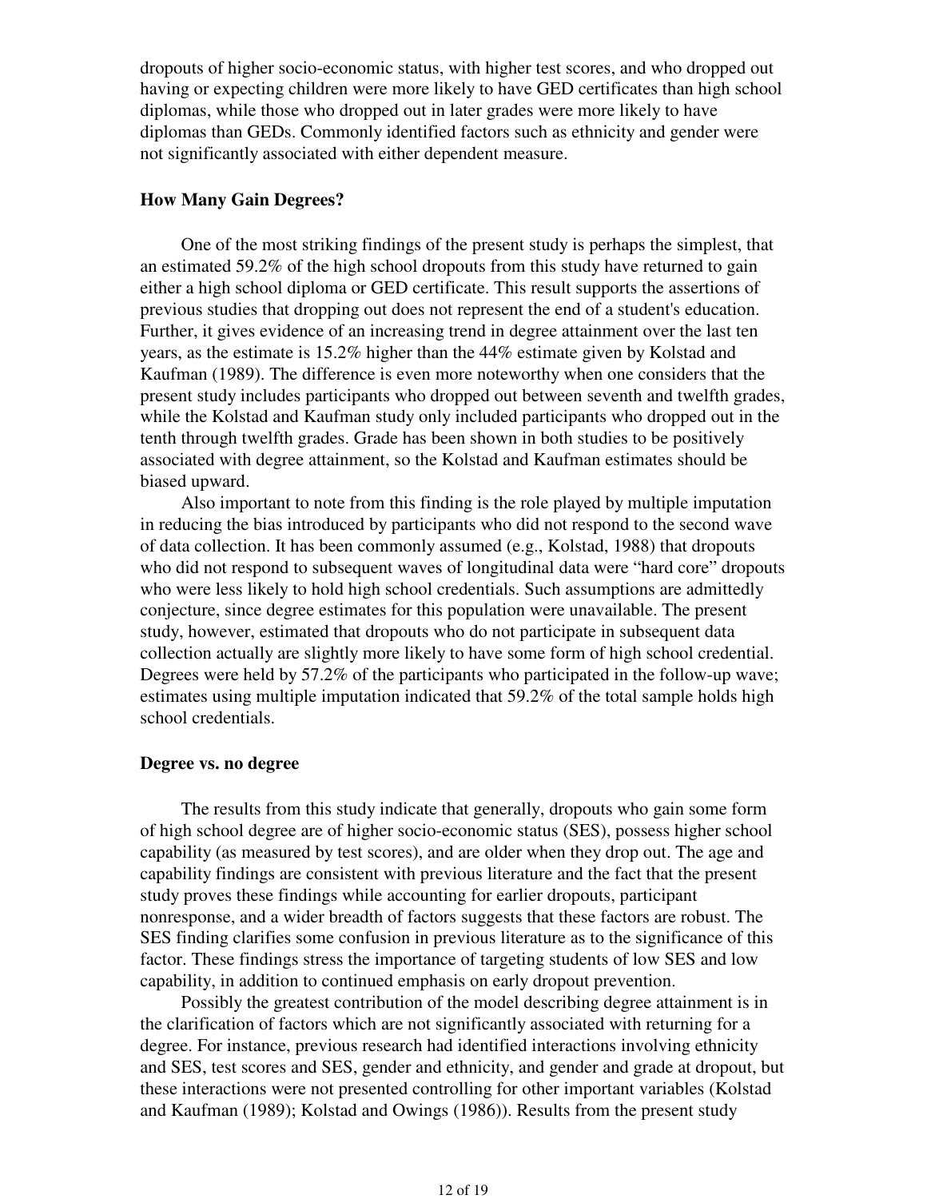dropouts of higher socio-economic status, with higher test scores, and who dropped out having or expecting children were more likely to have GED certificates than high school diplomas, while those who dropped out in later grades were more likely to have diplomas than GEDs. Commonly identified factors such as ethnicity and gender were not significantly associated with either dependent measure.

### How Many Gain Degrees?

One of the most striking findings of the present study is perhaps the simplest, that an estimated 59.2% of the high school dropouts from this study have returned to gain either a high school diploma or GED certificate. This result supports the assertions of previous studies that dropping out does not represent the end of a student's education. Further, it gives evidence of an increasing trend in degree attainment over the last ten years, as the estimate is 15.2% higher than the 44% estimate given by Kolstad and Kaufman (1989). The difference is even more noteworthy when one considers that the present study includes participants who dropped out between seventh and twelfth grades, while the Kolstad and Kaufman study only included participants who dropped out in the tenth through twelfth grades. Grade has been shown in both studies to be positively associated with degree attainment, so the Kolstad and Kaufman estimates should be biased upward.

Also important to note from this finding is the role played by multiple imputation in reducing the bias introduced by participants who did not respond to the second wave of data collection. It has been commonly assumed (e.g., Kolstad, 1988) that dropouts who did not respond to subsequent waves of longitudinal data were "hard core" dropouts who were less likely to hold high school credentials. Such assumptions are admittedly conjecture, since degree estimates for this population were unavailable. The present study, however, estimated that dropouts who do not participate in subsequent data collection actually are slightly more likely to have some form of high school credential. Degrees were held by 57.2% of the participants who participated in the follow-up wave; estimates using multiple imputation indicated that 59.2% of the total sample holds high school credentials.

### Degree vs. no degree

The results from this study indicate that generally, dropouts who gain some form of high school degree are of higher socio-economic status (SES), possess higher school capability (as measured by test scores), and are older when they drop out. The age and capability findings are consistent with previous literature and the fact that the present study proves these findings while accounting for earlier dropouts, participant nonresponse, and a wider breadth of factors suggests that these factors are robust. The SES finding clarifies some confusion in previous literature as to the significance of this factor. These findings stress the importance of targeting students of low SES and low capability, in addition to continued emphasis on early dropout prevention.

Possibly the greatest contribution of the model describing degree attainment is in the clarification of factors which are not significantly associated with returning for a degree. For instance, previous research had identified interactions involving ethnicity and SES, test scores and SES, gender and ethnicity, and gender and grade at dropout, but these interactions were not presented controlling for other important variables (Kolstad and Kaufman (1989); Kolstad and Owings (1986)). Results from the present study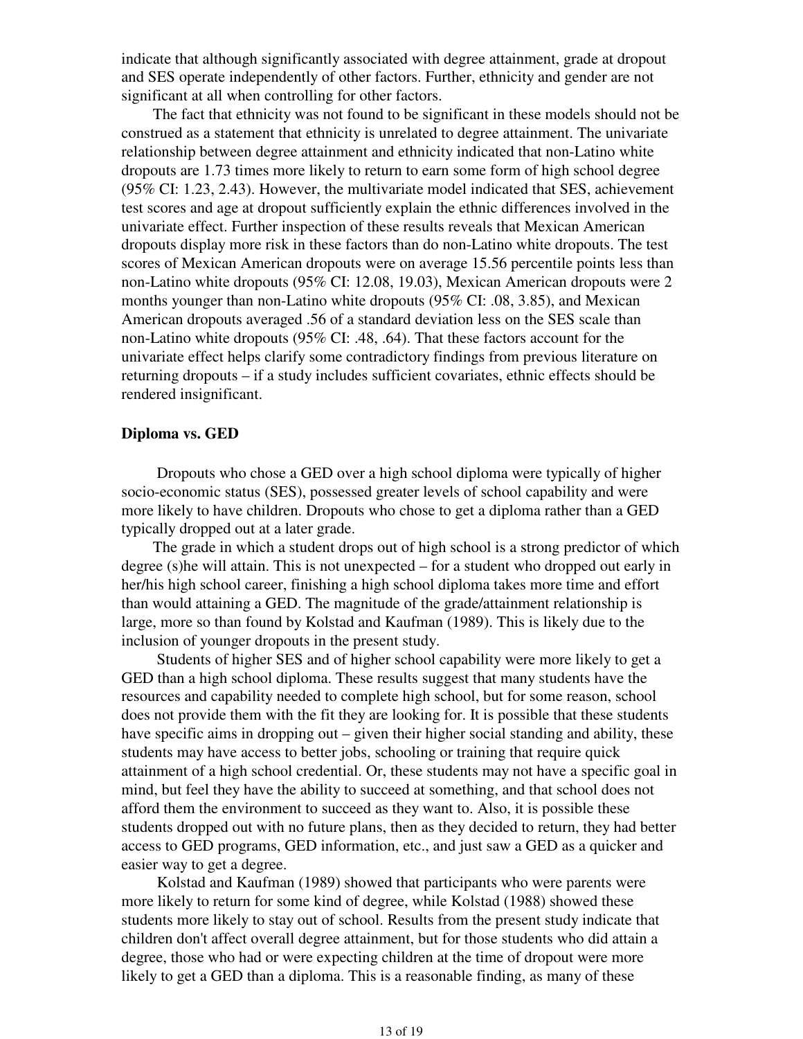indicate that although significantly associated with degree attainment, grade at dropout and SES operate independently of other factors. Further, ethnicity and gender are not significant at all when controlling for other factors.

The fact that ethnicity was not found to be significant in these models should not be construed as a statement that ethnicity is unrelated to degree attainment. The univariate relationship between degree attainment and ethnicity indicated that non-Latino white dropouts are 1.73 times more likely to return to earn some form of high school degree (95% CI: 1.23, 2.43). However, the multivariate model indicated that SES, achievement test scores and age at dropout sufficiently explain the ethnic differences involved in the univariate effect. Further inspection of these results reveals that Mexican American dropouts display more risk in these factors than do non-Latino white dropouts. The test scores of Mexican American dropouts were on average 15.56 percentile points less than non-Latino white dropouts (95% CI: 12.08, 19.03), Mexican American dropouts were 2 months younger than non-Latino white dropouts (95% CI: .08, 3.85), and Mexican American dropouts averaged .56 of a standard deviation less on the SES scale than non-Latino white dropouts (95% CI: .48, .64). That these factors account for the univariate effect helps clarify some contradictory findings from previous literature on returning dropouts – if a study includes sufficient covariates, ethnic effects should be rendered insignificant.

### Diploma vs. GED

Dropouts who chose a GED over a high school diploma were typically of higher socio-economic status (SES), possessed greater levels of school capability and were more likely to have children. Dropouts who chose to get a diploma rather than a GED typically dropped out at a later grade.

The grade in which a student drops out of high school is a strong predictor of which degree (s)he will attain. This is not unexpected – for a student who dropped out early in her/his high school career, finishing a high school diploma takes more time and effort than would attaining a GED. The magnitude of the grade/attainment relationship is large, more so than found by Kolstad and Kaufman (1989). This is likely due to the inclusion of younger dropouts in the present study.

Students of higher SES and of higher school capability were more likely to get a GED than a high school diploma. These results suggest that many students have the resources and capability needed to complete high school, but for some reason, school does not provide them with the fit they are looking for. It is possible that these students have specific aims in dropping out – given their higher social standing and ability, these students may have access to better jobs, schooling or training that require quick attainment of a high school credential. Or, these students may not have a specific goal in mind, but feel they have the ability to succeed at something, and that school does not afford them the environment to succeed as they want to. Also, it is possible these students dropped out with no future plans, then as they decided to return, they had better access to GED programs, GED information, etc., and just saw a GED as a quicker and easier way to get a degree.

Kolstad and Kaufman (1989) showed that participants who were parents were more likely to return for some kind of degree, while Kolstad (1988) showed these students more likely to stay out of school. Results from the present study indicate that children don't affect overall degree attainment, but for those students who did attain a degree, those who had or were expecting children at the time of dropout were more likely to get a GED than a diploma. This is a reasonable finding, as many of these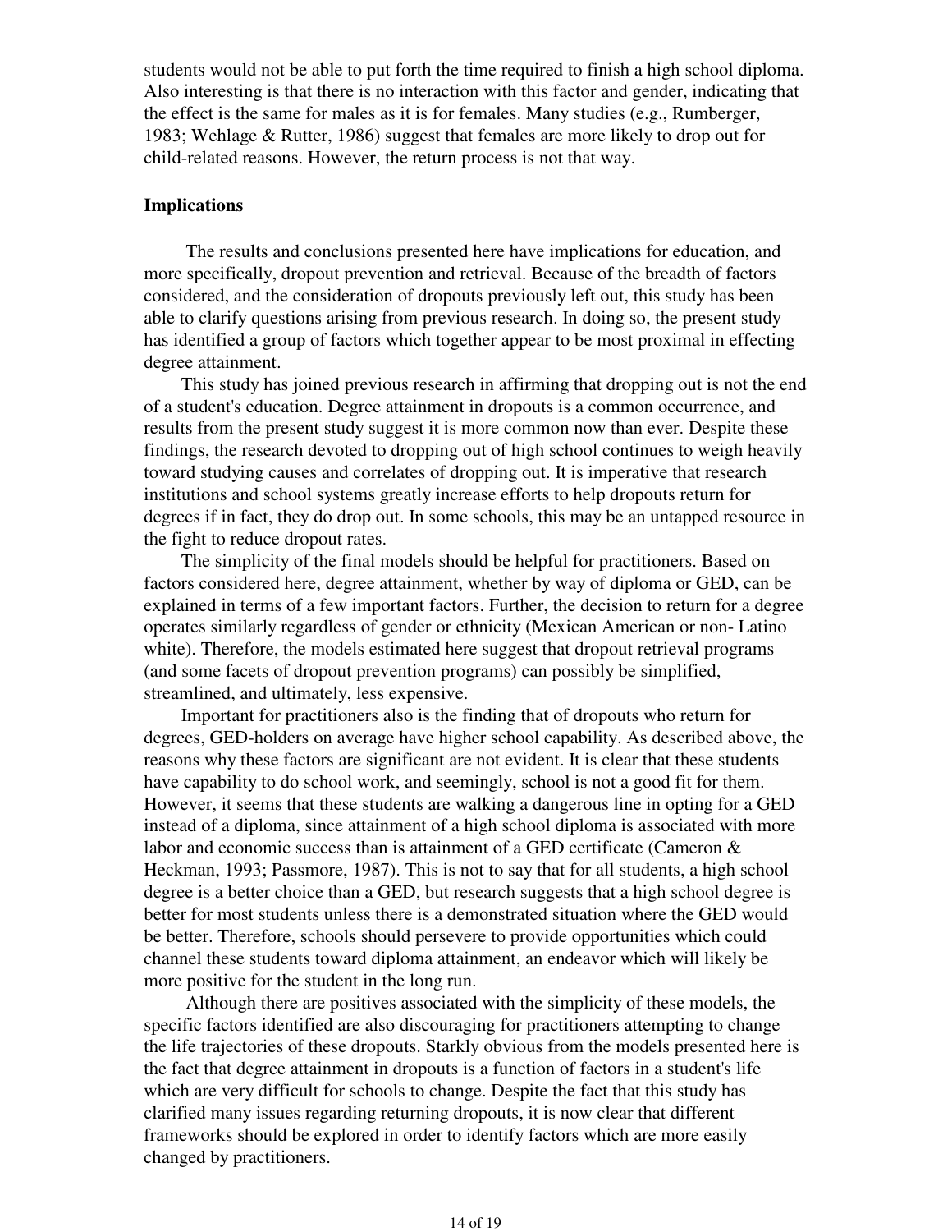students would not be able to put forth the time required to finish a high school diploma. Also interesting is that there is no interaction with this factor and gender, indicating that the effect is the same for males as it is for females. Many studies (e.g., Rumberger, 1983; Wehlage & Rutter, 1986) suggest that females are more likely to drop out for child-related reasons. However, the return process is not that way.

**Implications**

The results and conclusions presented here have implications for education, and more specifically, dropout prevention and retrieval. Because of the breadth of factors considered, and the consideration of dropouts previously left out, this study has been able to clarify questions arising from previous research. In doing so, the present study has identified a group of factors which together appear to be most proximal in effecting degree attainment.

This study has joined previous research in affirming that dropping out is not the end of a student's education. Degree attainment in dropouts is a common occurrence, and results from the present study suggest it is more common now than ever. Despite these findings, the research devoted to dropping out of high school continues to weigh heavily toward studying causes and correlates of dropping out. It is imperative that research institutions and school systems greatly increase efforts to help dropouts return for degrees if in fact, they do drop out. In some schools, this may be an untapped resource in the fight to reduce dropout rates.

The simplicity of the final models should be helpful for practitioners. Based on factors considered here, degree attainment, whether by way of diploma or GED, can be explained in terms of a few important factors. Further, the decision to return for a degree operates similarly regardless of gender or ethnicity (Mexican American or non- Latino white). Therefore, the models estimated here suggest that dropout retrieval programs (and some facets of dropout prevention programs) can possibly be simplified, streamlined, and ultimately, less expensive.

Important for practitioners also is the finding that of dropouts who return for degrees, GED-holders on average have higher school capability. As described above, the reasons why these factors are significant are not evident. It is clear that these students have capability to do school work, and seemingly, school is not a good fit for them. However, it seems that these students are walking a dangerous line in opting for a GED instead of a diploma, since attainment of a high school diploma is associated with more labor and economic success than is attainment of a GED certificate (Cameron & Heckman, 1993; Passmore, 1987). This is not to say that for all students, a high school degree is a better choice than a GED, but research suggests that a high school degree is better for most students unless there is a demonstrated situation where the GED would be better. Therefore, schools should persevere to provide opportunities which could channel these students toward diploma attainment, an endeavor which will likely be more positive for the student in the long run.

Although there are positives associated with the simplicity of these models, the specific factors identified are also discouraging for practitioners attempting to change the life trajectories of these dropouts. Starkly obvious from the models presented here is the fact that degree attainment in dropouts is a function of factors in a student's life which are very difficult for schools to change. Despite the fact that this study has clarified many issues regarding returning dropouts, it is now clear that different frameworks should be explored in order to identify factors which are more easily changed by practitioners.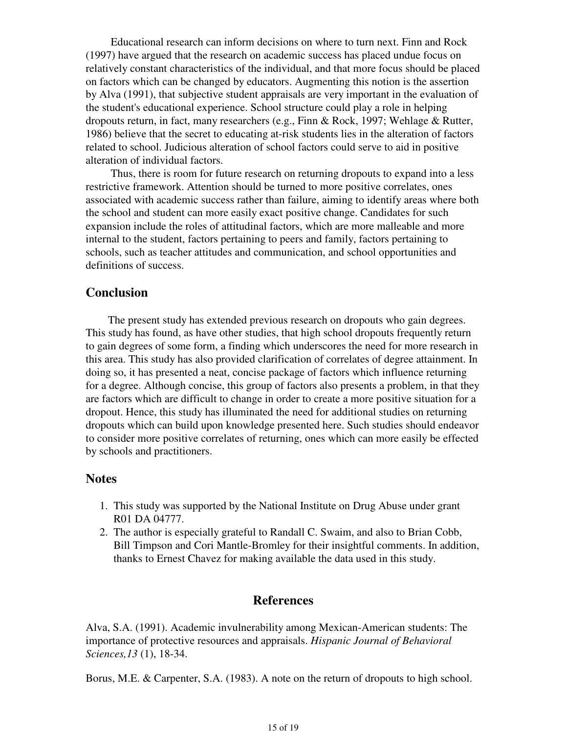Educational research can inform decisions on where to turn next. Finn and Rock (1997) have argued that the research on academic success has placed undue focus on relatively constant characteristics of the individual, and that more focus should be placed on factors which can be changed by educators. Augmenting this notion is the assertion by Alva (1991), that subjective student appraisals are very important in the evaluation of the student's educational experience. School structure could play a role in helping dropouts return, in fact, many researchers (e.g., Finn & Rock, 1997; Wehlage & Rutter, 1986) believe that the secret to educating at-risk students lies in the alteration of factors related to school. Judicious alteration of school factors could serve to aid in positive alteration of individual factors.

Thus, there is room for future research on returning dropouts to expand into a less restrictive framework. Attention should be turned to more positive correlates, ones associated with academic success rather than failure, aiming to identify areas where both the school and student can more easily exact positive change. Candidates for such expansion include the roles of attitudinal factors, which are more malleable and more internal to the student, factors pertaining to peers and family, factors pertaining to schools, such as teacher attitudes and communication, and school opportunities and definitions of success.

## Conclusion

The present study has extended previous research on dropouts who gain degrees. This study has found, as have other studies, that high school dropouts frequently return to gain degrees of some form, a finding which underscores the need for more research in this area. This study has also provided clarification of correlates of degree attainment. In doing so, it has presented a neat, concise package of factors which influence returning for a degree. Although concise, this group of factors also presents a problem, in that they are factors which are difficult to change in order to create a more positive situation for a dropout. Hence, this study has illuminated the need for additional studies on returning dropouts which can build upon knowledge presented here. Such studies should endeavor to consider more positive correlates of returning, ones which can more easily be effected by schools and practitioners.

## Notes

1. This study was supported by the National Institute on Drug Abuse under grant R01 DA 04777.
2. The author is especially grateful to Randall C. Swaim, and also to Brian Cobb, Bill Timpson and Cori Mantle-Bromley for their insightful comments. In addition, thanks to Ernest Chavez for making available the data used in this study.

## References

Alva, S.A. (1991). Academic invulnerability among Mexican-American students: The importance of protective resources and appraisals. *Hispanic Journal of Behavioral Sciences,13* (1), 18-34.

Borus, M.E. & Carpenter, S.A. (1983). A note on the return of dropouts to high school.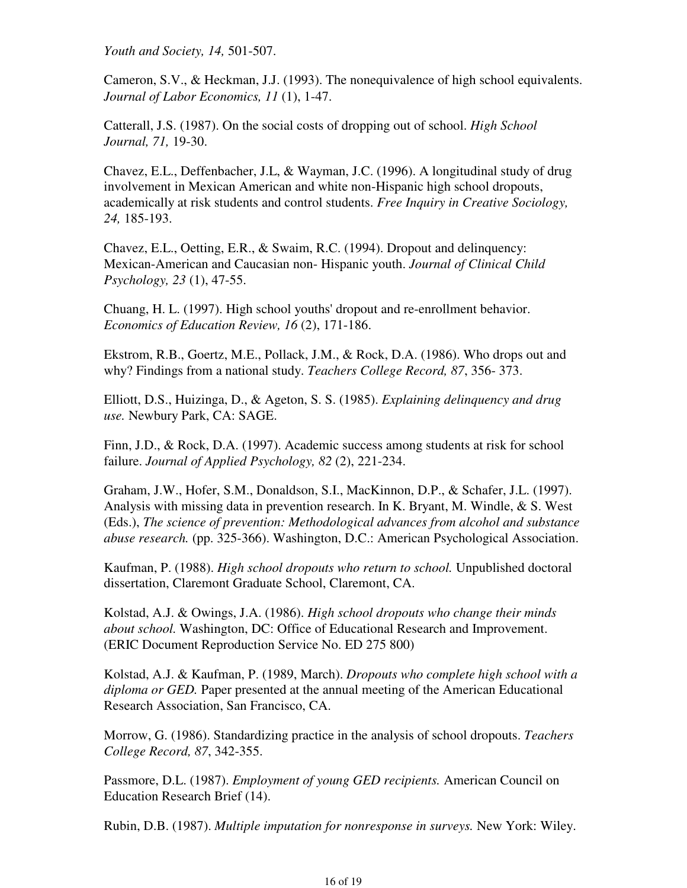*Youth and Society, 14,* 501-507.

Cameron, S.V., & Heckman, J.J. (1993). The nonequivalence of high school equivalents. *Journal of Labor Economics, 11* (1), 1-47.

Catterall, J.S. (1987). On the social costs of dropping out of school. *High School Journal, 71,* 19-30.

Chavez, E.L., Deffenbacher, J.L, & Wayman, J.C. (1996). A longitudinal study of drug involvement in Mexican American and white non-Hispanic high school dropouts, academically at risk students and control students. *Free Inquiry in Creative Sociology, 24,* 185-193.

Chavez, E.L., Oetting, E.R., & Swaim, R.C. (1994). Dropout and delinquency: Mexican-American and Caucasian non- Hispanic youth. *Journal of Clinical Child Psychology, 23* (1), 47-55.

Chuang, H. L. (1997). High school youths' dropout and re-enrollment behavior. *Economics of Education Review, 16* (2), 171-186.

Ekstrom, R.B., Goertz, M.E., Pollack, J.M., & Rock, D.A. (1986). Who drops out and why? Findings from a national study. *Teachers College Record, 87*, 356- 373.

Elliott, D.S., Huizinga, D., & Ageton, S. S. (1985). *Explaining delinquency and drug use.* Newbury Park, CA: SAGE.

Finn, J.D., & Rock, D.A. (1997). Academic success among students at risk for school failure. *Journal of Applied Psychology, 82* (2), 221-234.

Graham, J.W., Hofer, S.M., Donaldson, S.I., MacKinnon, D.P., & Schafer, J.L. (1997). Analysis with missing data in prevention research. In K. Bryant, M. Windle, & S. West (Eds.), *The science of prevention: Methodological advances from alcohol and substance abuse research.* (pp. 325-366). Washington, D.C.: American Psychological Association.

Kaufman, P. (1988). *High school dropouts who return to school.* Unpublished doctoral dissertation, Claremont Graduate School, Claremont, CA.

Kolstad, A.J. & Owings, J.A. (1986). *High school dropouts who change their minds about school.* Washington, DC: Office of Educational Research and Improvement. (ERIC Document Reproduction Service No. ED 275 800)

Kolstad, A.J. & Kaufman, P. (1989, March). *Dropouts who complete high school with a diploma or GED.* Paper presented at the annual meeting of the American Educational Research Association, San Francisco, CA.

Morrow, G. (1986). Standardizing practice in the analysis of school dropouts. *Teachers College Record, 87*, 342-355.

Passmore, D.L. (1987). *Employment of young GED recipients.* American Council on Education Research Brief (14).

Rubin, D.B. (1987). *Multiple imputation for nonresponse in surveys.* New York: Wiley.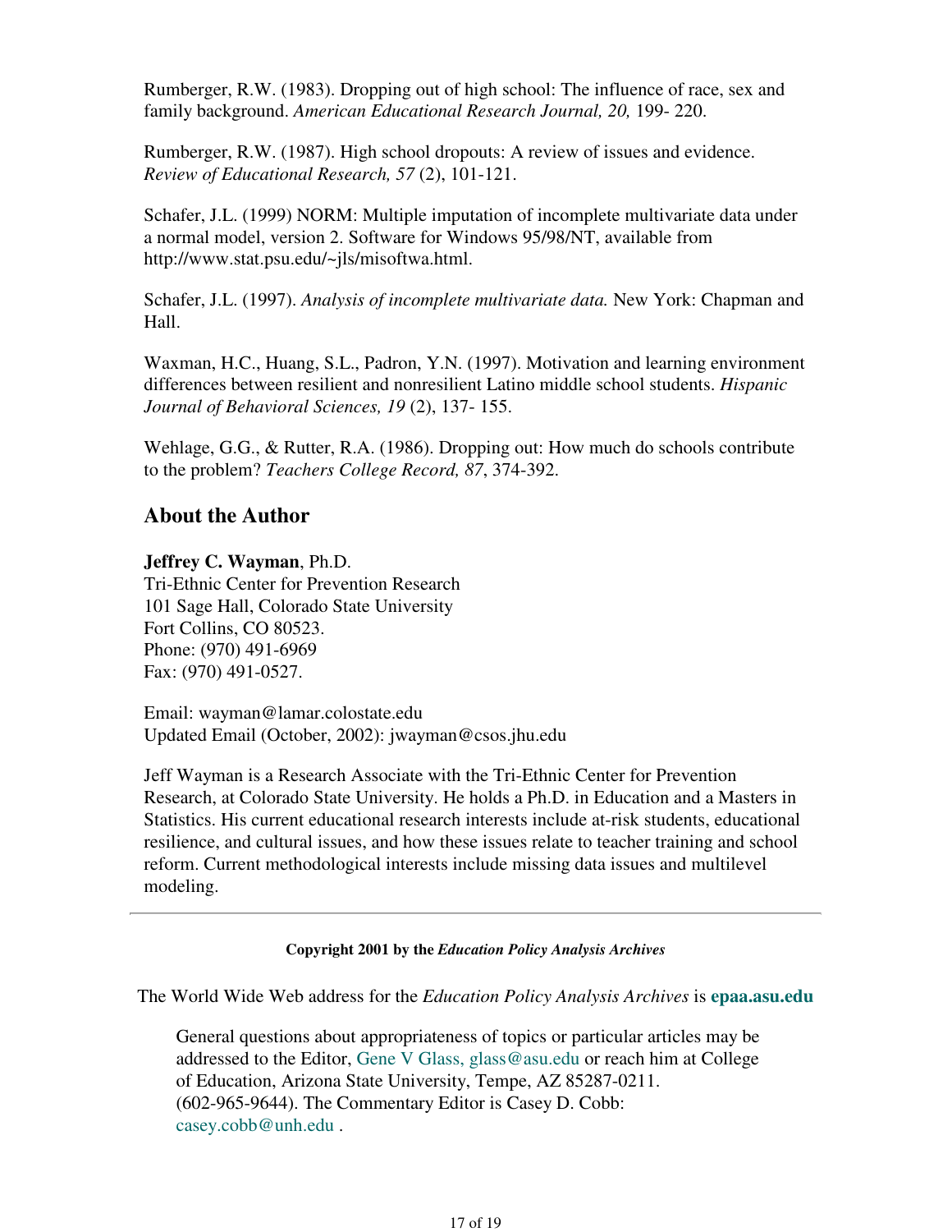Rumberger, R.W. (1983). Dropping out of high school: The influence of race, sex and family background. *American Educational Research Journal, 20,* 199- 220.

Rumberger, R.W. (1987). High school dropouts: A review of issues and evidence. *Review of Educational Research, 57* (2), 101-121.

Schafer, J.L. (1999) NORM: Multiple imputation of incomplete multivariate data under a normal model, version 2. Software for Windows 95/98/NT, available from http://www.stat.psu.edu/~jls/misoftwa.html.

Schafer, J.L. (1997). *Analysis of incomplete multivariate data.* New York: Chapman and Hall.

Waxman, H.C., Huang, S.L., Padron, Y.N. (1997). Motivation and learning environment differences between resilient and nonresilient Latino middle school students. *Hispanic Journal of Behavioral Sciences, 19* (2), 137- 155.

Wehlage, G.G., & Rutter, R.A. (1986). Dropping out: How much do schools contribute to the problem? *Teachers College Record, 87*, 374-392.

## About the Author

**Jeffrey C. Wayman**, Ph.D.
Tri-Ethnic Center for Prevention Research
101 Sage Hall, Colorado State University
Fort Collins, CO 80523.
Phone: (970) 491-6969
Fax: (970) 491-0527.

Email: wayman@lamar.colostate.edu
Updated Email (October, 2002): jwayman@csos.jhu.edu

Jeff Wayman is a Research Associate with the Tri-Ethnic Center for Prevention Research, at Colorado State University. He holds a Ph.D. in Education and a Masters in Statistics. His current educational research interests include at-risk students, educational resilience, and cultural issues, and how these issues relate to teacher training and school reform. Current methodological interests include missing data issues and multilevel modeling.

---

**Copyright 2001 by the *Education Policy Analysis Archives***

The World Wide Web address for the *Education Policy Analysis Archives* is **epaa.asu.edu**

General questions about appropriateness of topics or particular articles may be addressed to the Editor, Gene V Glass, glass@asu.edu or reach him at College of Education, Arizona State University, Tempe, AZ 85287-0211. (602-965-9644). The Commentary Editor is Casey D. Cobb: casey.cobb@unh.edu .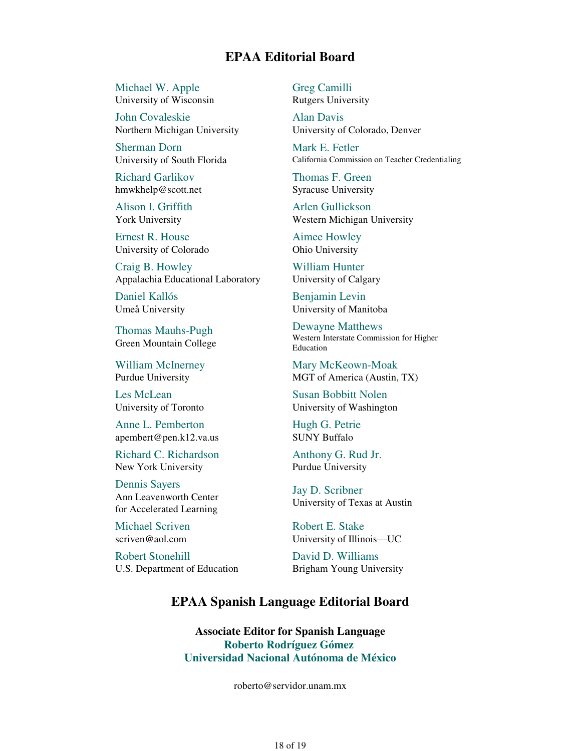## EPAA Editorial Board

Michael W. Apple
University of Wisconsin

Greg Camilli
Rutgers University

John Covaleskie
Northern Michigan University

Alan Davis
University of Colorado, Denver

Sherman Dorn
University of South Florida

Mark E. Fetler
California Commission on Teacher Credentialing

Richard Garlikov
hmwkhelp@scott.net

Thomas F. Green
Syracuse University

Alison I. Griffith
York University

Arlen Gullickson
Western Michigan University

Ernest R. House
University of Colorado

Aimee Howley
Ohio University

Craig B. Howley
Appalachia Educational Laboratory

William Hunter
University of Calgary

Daniel Kallós
Umeå University

Benjamin Levin
University of Manitoba

Thomas Mauhs-Pugh
Green Mountain College

Dewayne Matthews
Western Interstate Commission for Higher Education

William McInerney
Purdue University

Mary McKeown-Moak
MGT of America (Austin, TX)

Les McLean
University of Toronto

Susan Bobbitt Nolen
University of Washington

Anne L. Pemberton
apembert@pen.k12.va.us

Hugh G. Petrie
SUNY Buffalo

Richard C. Richardson
New York University

Anthony G. Rud Jr.
Purdue University

Dennis Sayers
Ann Leavenworth Center for Accelerated Learning

Jay D. Scribner
University of Texas at Austin

Michael Scriven
scriven@aol.com

Robert E. Stake
University of Illinois—UC

Robert Stonehill
U.S. Department of Education

David D. Williams
Brigham Young University

## EPAA Spanish Language Editorial Board

**Associate Editor for Spanish Language**
**Roberto Rodríguez Gómez**
**Universidad Nacional Autónoma de México**

roberto@servidor.unam.mx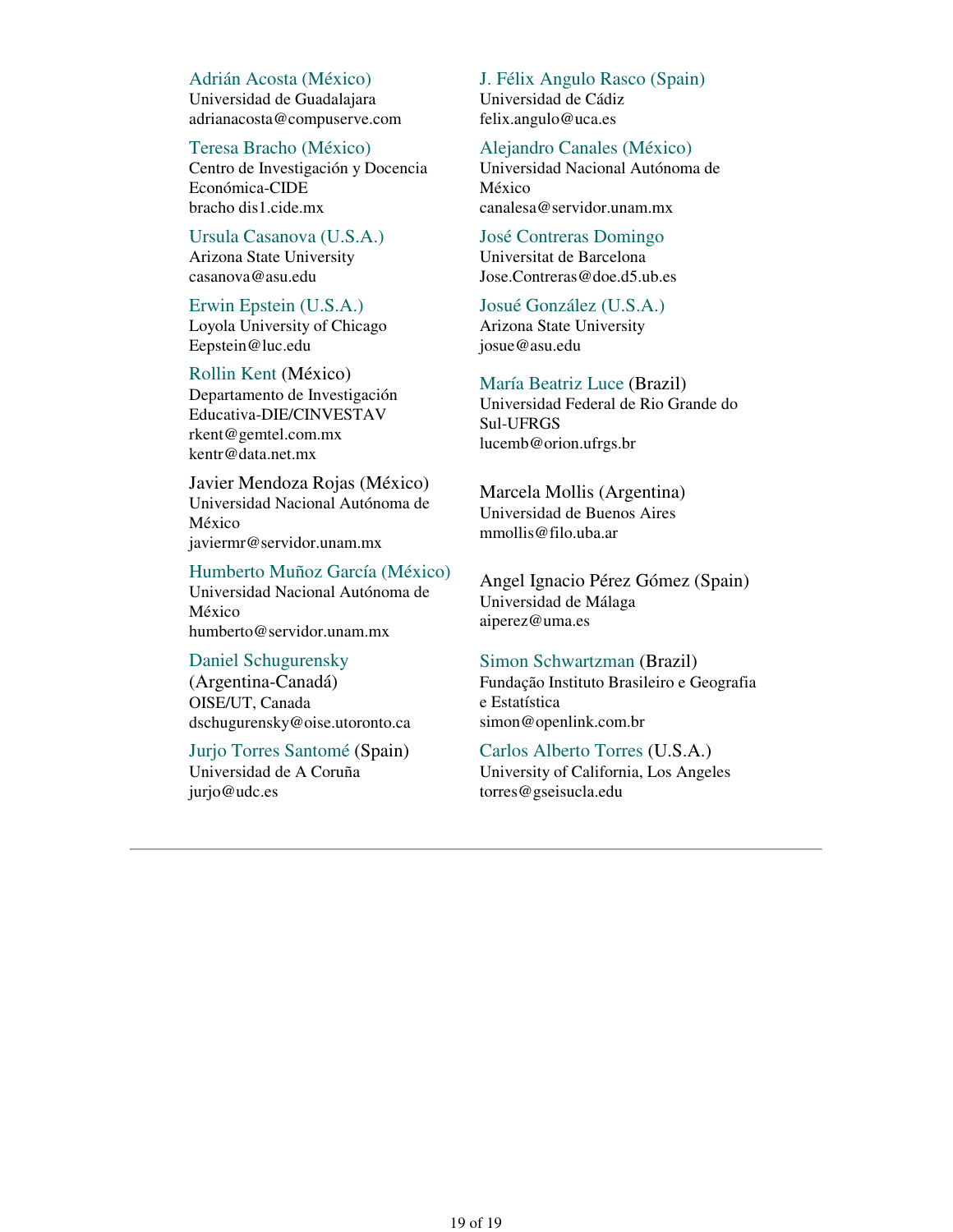Adrián Acosta (México)
Universidad de Guadalajara
adrianacosta@compuserve.com

J. Félix Angulo Rasco (Spain)
Universidad de Cádiz
felix.angulo@uca.es

Teresa Bracho (México)
Centro de Investigación y Docencia Económica-CIDE
bracho dis1.cide.mx

Alejandro Canales (México)
Universidad Nacional Autónoma de México
canalesa@servidor.unam.mx

Ursula Casanova (U.S.A.)
Arizona State University
casanova@asu.edu

José Contreras Domingo
Universitat de Barcelona
Jose.Contreras@doe.d5.ub.es

Erwin Epstein (U.S.A.)
Loyola University of Chicago
Eepstein@luc.edu

Josué González (U.S.A.)
Arizona State University
josue@asu.edu

Rollin Kent (México)
Departamento de Investigación Educativa-DIE/CINVESTAV
rkent@gemtel.com.mx
kentr@data.net.mx

María Beatriz Luce (Brazil)
Universidad Federal de Rio Grande do Sul-UFRGS
lucemb@orion.ufrgs.br

Javier Mendoza Rojas (México)
Universidad Nacional Autónoma de México
javiermr@servidor.unam.mx

Marcela Mollis (Argentina)
Universidad de Buenos Aires
mmollis@filo.uba.ar

Humberto Muñoz García (México)
Universidad Nacional Autónoma de México
humberto@servidor.unam.mx

Angel Ignacio Pérez Gómez (Spain)
Universidad de Málaga
aiperez@uma.es

Daniel Schugurensky (Argentina-Canadá)
OISE/UT, Canada
dschugurensky@oise.utoronto.ca

Simon Schwartzman (Brazil)
Fundação Instituto Brasileiro e Geografia e Estatística
simon@openlink.com.br

Jurjo Torres Santomé (Spain)
Universidad de A Coruña
jurjo@udc.es

Carlos Alberto Torres (U.S.A.)
University of California, Los Angeles
torres@gseisucla.edu